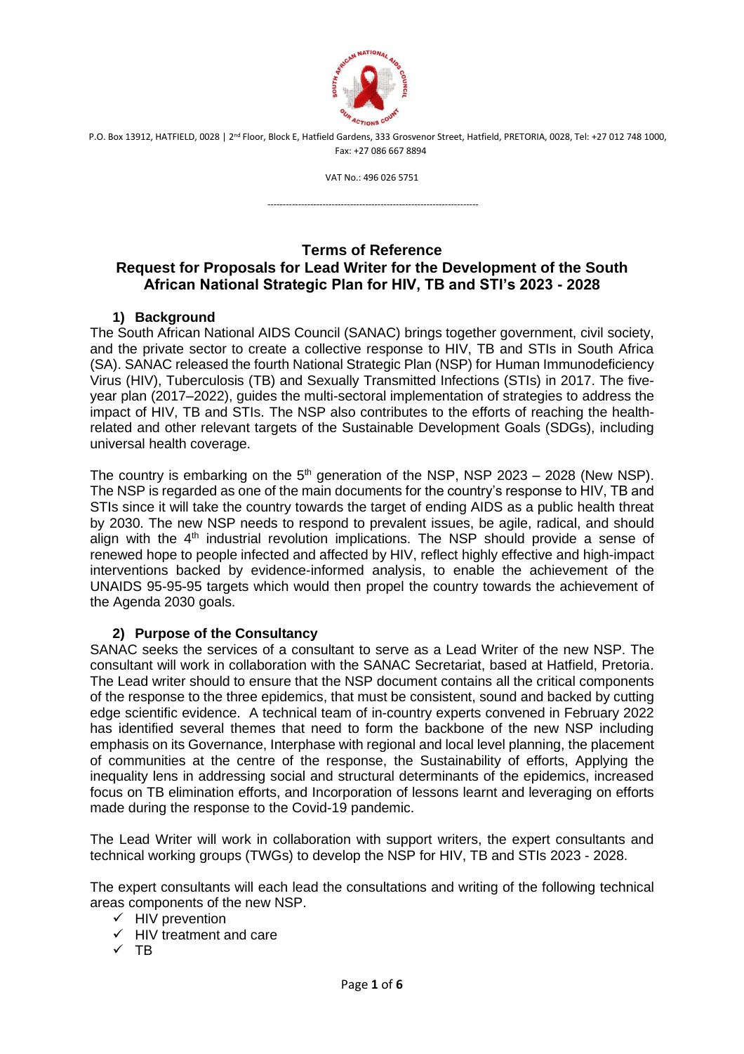P.O. Box 13912, HATFIELD, 0028 | 2nd Floor, Block E, Hatfield Gardens, 333 Grosvenor Street, Hatfield, PRETORIA, 0028, Tel: +27 012 748 1000, Fax: +27 086 667 8894

VAT No.: 496 026 5751

---

# Terms of Reference
## Request for Proposals for Lead Writer for the Development of the South African National Strategic Plan for HIV, TB and STI's 2023 - 2028

### 1) Background

The South African National AIDS Council (SANAC) brings together government, civil society, and the private sector to create a collective response to HIV, TB and STIs in South Africa (SA). SANAC released the fourth National Strategic Plan (NSP) for Human Immunodeficiency Virus (HIV), Tuberculosis (TB) and Sexually Transmitted Infections (STIs) in 2017. The five-year plan (2017–2022), guides the multi-sectoral implementation of strategies to address the impact of HIV, TB and STIs. The NSP also contributes to the efforts of reaching the health-related and other relevant targets of the Sustainable Development Goals (SDGs), including universal health coverage.

The country is embarking on the 5th generation of the NSP, NSP 2023 – 2028 (New NSP). The NSP is regarded as one of the main documents for the country's response to HIV, TB and STIs since it will take the country towards the target of ending AIDS as a public health threat by 2030. The new NSP needs to respond to prevalent issues, be agile, radical, and should align with the 4th industrial revolution implications. The NSP should provide a sense of renewed hope to people infected and affected by HIV, reflect highly effective and high-impact interventions backed by evidence-informed analysis, to enable the achievement of the UNAIDS 95-95-95 targets which would then propel the country towards the achievement of the Agenda 2030 goals.

### 2) Purpose of the Consultancy

SANAC seeks the services of a consultant to serve as a Lead Writer of the new NSP. The consultant will work in collaboration with the SANAC Secretariat, based at Hatfield, Pretoria. The Lead writer should to ensure that the NSP document contains all the critical components of the response to the three epidemics, that must be consistent, sound and backed by cutting edge scientific evidence. A technical team of in-country experts convened in February 2022 has identified several themes that need to form the backbone of the new NSP including emphasis on its Governance, Interphase with regional and local level planning, the placement of communities at the centre of the response, the Sustainability of efforts, Applying the inequality lens in addressing social and structural determinants of the epidemics, increased focus on TB elimination efforts, and Incorporation of lessons learnt and leveraging on efforts made during the response to the Covid-19 pandemic.

The Lead Writer will work in collaboration with support writers, the expert consultants and technical working groups (TWGs) to develop the NSP for HIV, TB and STIs 2023 - 2028.

The expert consultants will each lead the consultations and writing of the following technical areas components of the new NSP.

- ✓ HIV prevention
- ✓ HIV treatment and care
- ✓ TB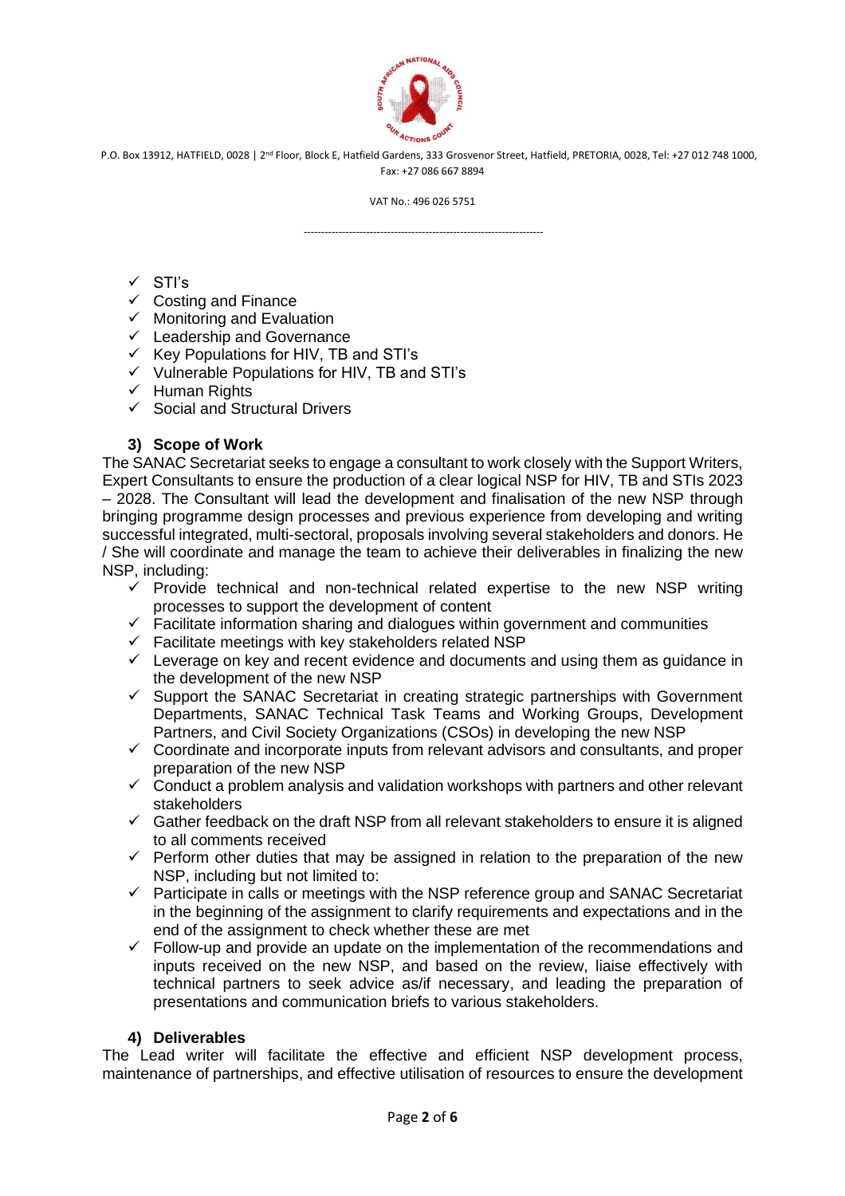- ✓ STI's
- ✓ Costing and Finance
- ✓ Monitoring and Evaluation
- ✓ Leadership and Governance
- ✓ Key Populations for HIV, TB and STI's
- ✓ Vulnerable Populations for HIV, TB and STI's
- ✓ Human Rights
- ✓ Social and Structural Drivers

### 3) Scope of Work

The SANAC Secretariat seeks to engage a consultant to work closely with the Support Writers, Expert Consultants to ensure the production of a clear logical NSP for HIV, TB and STIs 2023 – 2028. The Consultant will lead the development and finalisation of the new NSP through bringing programme design processes and previous experience from developing and writing successful integrated, multi-sectoral, proposals involving several stakeholders and donors. He / She will coordinate and manage the team to achieve their deliverables in finalizing the new NSP, including:

- ✓ Provide technical and non-technical related expertise to the new NSP writing processes to support the development of content
- ✓ Facilitate information sharing and dialogues within government and communities
- ✓ Facilitate meetings with key stakeholders related NSP
- ✓ Leverage on key and recent evidence and documents and using them as guidance in the development of the new NSP
- ✓ Support the SANAC Secretariat in creating strategic partnerships with Government Departments, SANAC Technical Task Teams and Working Groups, Development Partners, and Civil Society Organizations (CSOs) in developing the new NSP
- ✓ Coordinate and incorporate inputs from relevant advisors and consultants, and proper preparation of the new NSP
- ✓ Conduct a problem analysis and validation workshops with partners and other relevant stakeholders
- ✓ Gather feedback on the draft NSP from all relevant stakeholders to ensure it is aligned to all comments received
- ✓ Perform other duties that may be assigned in relation to the preparation of the new NSP, including but not limited to:
- ✓ Participate in calls or meetings with the NSP reference group and SANAC Secretariat in the beginning of the assignment to clarify requirements and expectations and in the end of the assignment to check whether these are met
- ✓ Follow-up and provide an update on the implementation of the recommendations and inputs received on the new NSP, and based on the review, liaise effectively with technical partners to seek advice as/if necessary, and leading the preparation of presentations and communication briefs to various stakeholders.

### 4) Deliverables

The Lead writer will facilitate the effective and efficient NSP development process, maintenance of partnerships, and effective utilisation of resources to ensure the development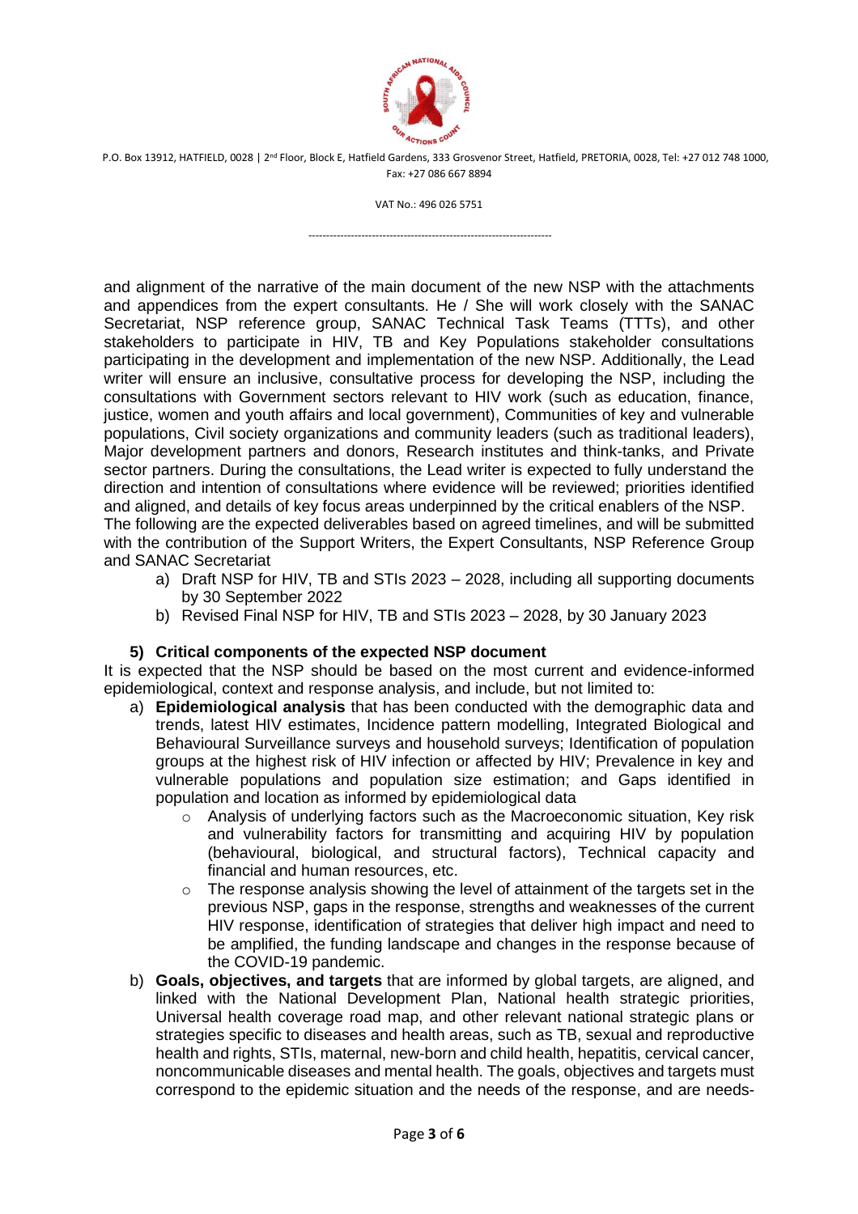and alignment of the narrative of the main document of the new NSP with the attachments and appendices from the expert consultants. He / She will work closely with the SANAC Secretariat, NSP reference group, SANAC Technical Task Teams (TTTs), and other stakeholders to participate in HIV, TB and Key Populations stakeholder consultations participating in the development and implementation of the new NSP. Additionally, the Lead writer will ensure an inclusive, consultative process for developing the NSP, including the consultations with Government sectors relevant to HIV work (such as education, finance, justice, women and youth affairs and local government), Communities of key and vulnerable populations, Civil society organizations and community leaders (such as traditional leaders), Major development partners and donors, Research institutes and think-tanks, and Private sector partners. During the consultations, the Lead writer is expected to fully understand the direction and intention of consultations where evidence will be reviewed; priorities identified and aligned, and details of key focus areas underpinned by the critical enablers of the NSP.
The following are the expected deliverables based on agreed timelines, and will be submitted with the contribution of the Support Writers, the Expert Consultants, NSP Reference Group and SANAC Secretariat

a) Draft NSP for HIV, TB and STIs 2023 – 2028, including all supporting documents by 30 September 2022
b) Revised Final NSP for HIV, TB and STIs 2023 – 2028, by 30 January 2023

### 5) Critical components of the expected NSP document

It is expected that the NSP should be based on the most current and evidence-informed epidemiological, context and response analysis, and include, but not limited to:

a) **Epidemiological analysis** that has been conducted with the demographic data and trends, latest HIV estimates, Incidence pattern modelling, Integrated Biological and Behavioural Surveillance surveys and household surveys; Identification of population groups at the highest risk of HIV infection or affected by HIV; Prevalence in key and vulnerable populations and population size estimation; and Gaps identified in population and location as informed by epidemiological data
   - Analysis of underlying factors such as the Macroeconomic situation, Key risk and vulnerability factors for transmitting and acquiring HIV by population (behavioural, biological, and structural factors), Technical capacity and financial and human resources, etc.
   - The response analysis showing the level of attainment of the targets set in the previous NSP, gaps in the response, strengths and weaknesses of the current HIV response, identification of strategies that deliver high impact and need to be amplified, the funding landscape and changes in the response because of the COVID-19 pandemic.

b) **Goals, objectives, and targets** that are informed by global targets, are aligned, and linked with the National Development Plan, National health strategic priorities, Universal health coverage road map, and other relevant national strategic plans or strategies specific to diseases and health areas, such as TB, sexual and reproductive health and rights, STIs, maternal, new-born and child health, hepatitis, cervical cancer, noncommunicable diseases and mental health. The goals, objectives and targets must correspond to the epidemic situation and the needs of the response, and are needs-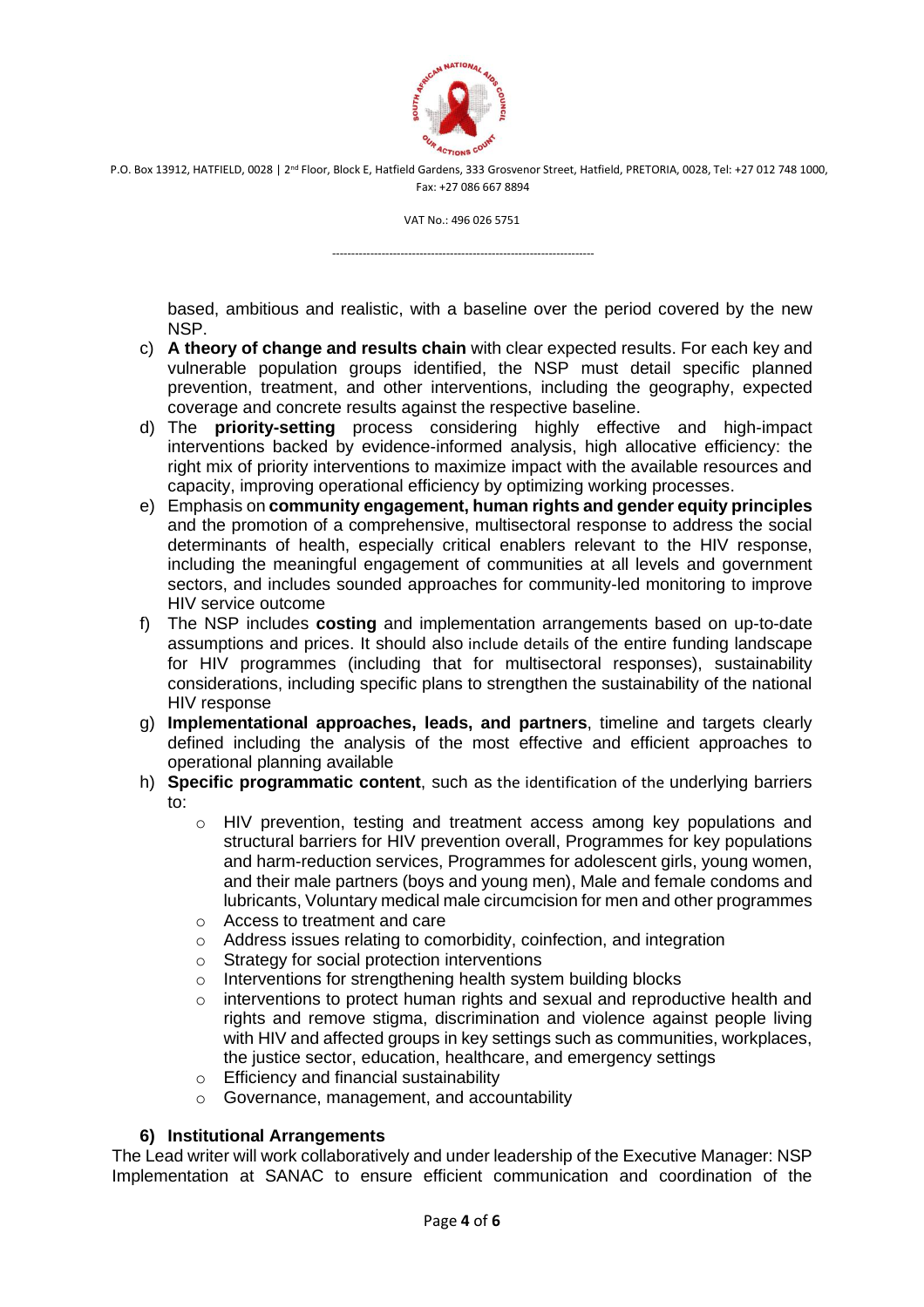based, ambitious and realistic, with a baseline over the period covered by the new NSP.

c) **A theory of change and results chain** with clear expected results. For each key and vulnerable population groups identified, the NSP must detail specific planned prevention, treatment, and other interventions, including the geography, expected coverage and concrete results against the respective baseline.

d) The **priority-setting** process considering highly effective and high-impact interventions backed by evidence-informed analysis, high allocative efficiency: the right mix of priority interventions to maximize impact with the available resources and capacity, improving operational efficiency by optimizing working processes.

e) Emphasis on **community engagement, human rights and gender equity principles** and the promotion of a comprehensive, multisectoral response to address the social determinants of health, especially critical enablers relevant to the HIV response, including the meaningful engagement of communities at all levels and government sectors, and includes sounded approaches for community-led monitoring to improve HIV service outcome

f) The NSP includes **costing** and implementation arrangements based on up-to-date assumptions and prices. It should also include details of the entire funding landscape for HIV programmes (including that for multisectoral responses), sustainability considerations, including specific plans to strengthen the sustainability of the national HIV response

g) **Implementational approaches, leads, and partners**, timeline and targets clearly defined including the analysis of the most effective and efficient approaches to operational planning available

h) **Specific programmatic content**, such as the identification of the underlying barriers to:
   - HIV prevention, testing and treatment access among key populations and structural barriers for HIV prevention overall, Programmes for key populations and harm-reduction services, Programmes for adolescent girls, young women, and their male partners (boys and young men), Male and female condoms and lubricants, Voluntary medical male circumcision for men and other programmes
   - Access to treatment and care
   - Address issues relating to comorbidity, coinfection, and integration
   - Strategy for social protection interventions
   - Interventions for strengthening health system building blocks
   - interventions to protect human rights and sexual and reproductive health and rights and remove stigma, discrimination and violence against people living with HIV and affected groups in key settings such as communities, workplaces, the justice sector, education, healthcare, and emergency settings
   - Efficiency and financial sustainability
   - Governance, management, and accountability

### 6) Institutional Arrangements

The Lead writer will work collaboratively and under leadership of the Executive Manager: NSP Implementation at SANAC to ensure efficient communication and coordination of the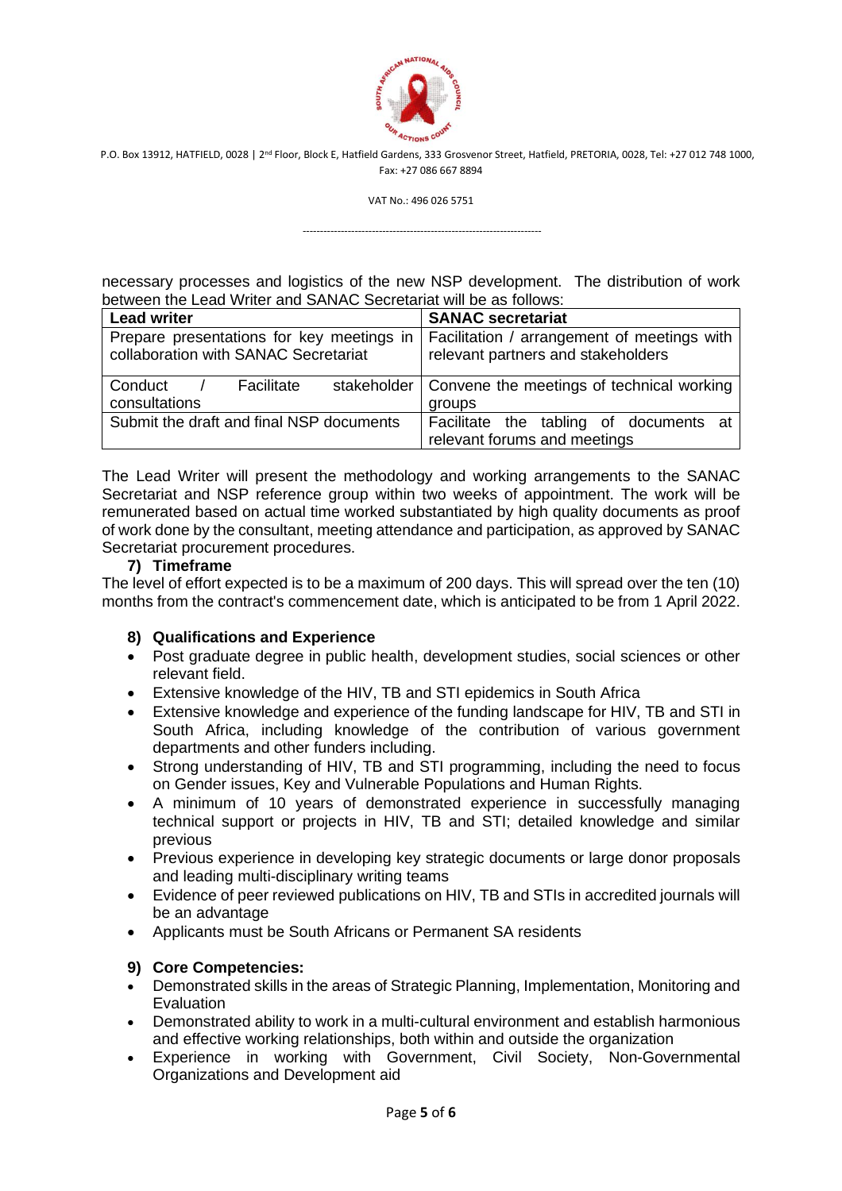necessary processes and logistics of the new NSP development. The distribution of work between the Lead Writer and SANAC Secretariat will be as follows:

| Lead writer | SANAC secretariat |
|---|---|
| Prepare presentations for key meetings in collaboration with SANAC Secretariat | Facilitation / arrangement of meetings with relevant partners and stakeholders |
| Conduct / Facilitate stakeholder consultations | Convene the meetings of technical working groups |
| Submit the draft and final NSP documents | Facilitate the tabling of documents at relevant forums and meetings |

The Lead Writer will present the methodology and working arrangements to the SANAC Secretariat and NSP reference group within two weeks of appointment. The work will be remunerated based on actual time worked substantiated by high quality documents as proof of work done by the consultant, meeting attendance and participation, as approved by SANAC Secretariat procurement procedures.

### 7) Timeframe

The level of effort expected is to be a maximum of 200 days. This will spread over the ten (10) months from the contract's commencement date, which is anticipated to be from 1 April 2022.

### 8) Qualifications and Experience

- Post graduate degree in public health, development studies, social sciences or other relevant field.
- Extensive knowledge of the HIV, TB and STI epidemics in South Africa
- Extensive knowledge and experience of the funding landscape for HIV, TB and STI in South Africa, including knowledge of the contribution of various government departments and other funders including.
- Strong understanding of HIV, TB and STI programming, including the need to focus on Gender issues, Key and Vulnerable Populations and Human Rights.
- A minimum of 10 years of demonstrated experience in successfully managing technical support or projects in HIV, TB and STI; detailed knowledge and similar previous
- Previous experience in developing key strategic documents or large donor proposals and leading multi-disciplinary writing teams
- Evidence of peer reviewed publications on HIV, TB and STIs in accredited journals will be an advantage
- Applicants must be South Africans or Permanent SA residents

### 9) Core Competencies:

- Demonstrated skills in the areas of Strategic Planning, Implementation, Monitoring and Evaluation
- Demonstrated ability to work in a multi-cultural environment and establish harmonious and effective working relationships, both within and outside the organization
- Experience in working with Government, Civil Society, Non-Governmental Organizations and Development aid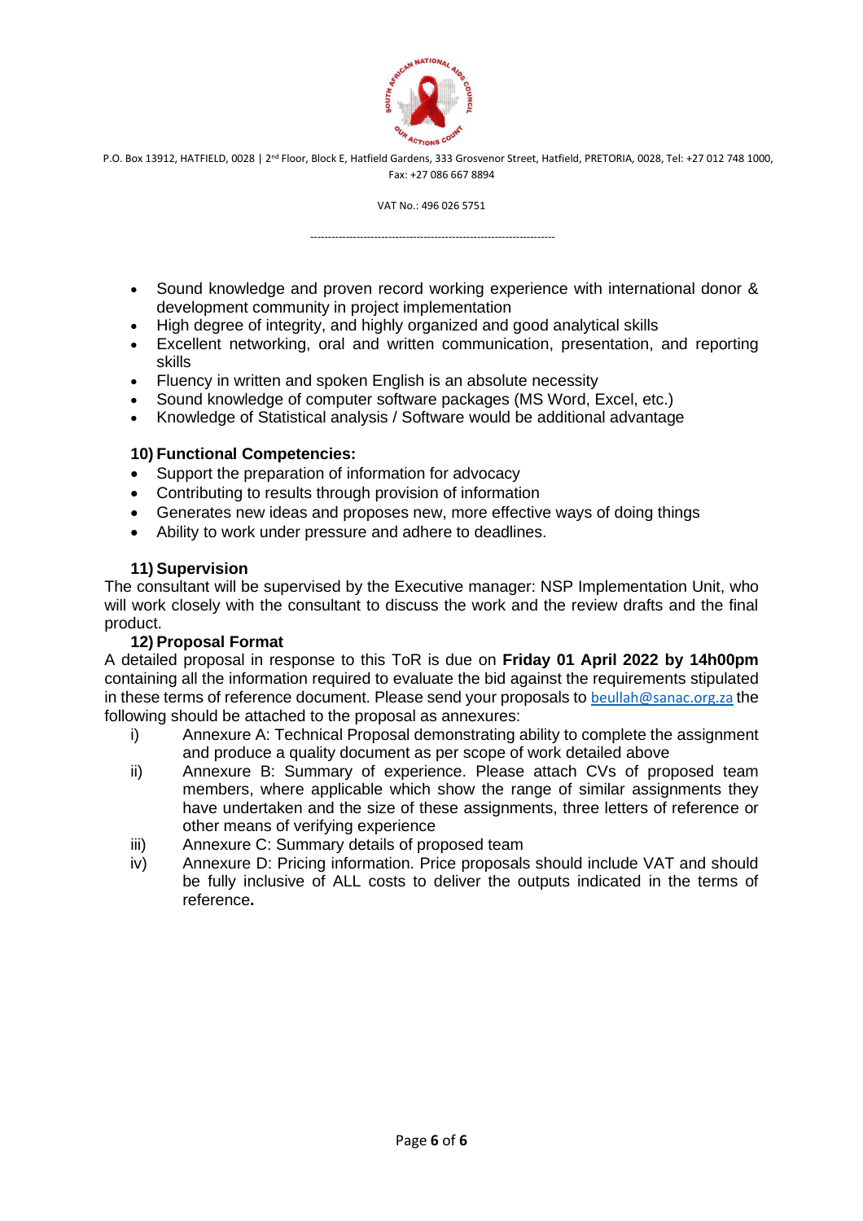- Sound knowledge and proven record working experience with international donor & development community in project implementation
- High degree of integrity, and highly organized and good analytical skills
- Excellent networking, oral and written communication, presentation, and reporting skills
- Fluency in written and spoken English is an absolute necessity
- Sound knowledge of computer software packages (MS Word, Excel, etc.)
- Knowledge of Statistical analysis / Software would be additional advantage

### 10) Functional Competencies:

- Support the preparation of information for advocacy
- Contributing to results through provision of information
- Generates new ideas and proposes new, more effective ways of doing things
- Ability to work under pressure and adhere to deadlines.

### 11) Supervision

The consultant will be supervised by the Executive manager: NSP Implementation Unit, who will work closely with the consultant to discuss the work and the review drafts and the final product.

### 12) Proposal Format

A detailed proposal in response to this ToR is due on **Friday 01 April 2022 by 14h00pm** containing all the information required to evaluate the bid against the requirements stipulated in these terms of reference document. Please send your proposals to beullah@sanac.org.za the following should be attached to the proposal as annexures:

i) Annexure A: Technical Proposal demonstrating ability to complete the assignment and produce a quality document as per scope of work detailed above

ii) Annexure B: Summary of experience. Please attach CVs of proposed team members, where applicable which show the range of similar assignments they have undertaken and the size of these assignments, three letters of reference or other means of verifying experience

iii) Annexure C: Summary details of proposed team

iv) Annexure D: Pricing information. Price proposals should include VAT and should be fully inclusive of ALL costs to deliver the outputs indicated in the terms of reference**.**